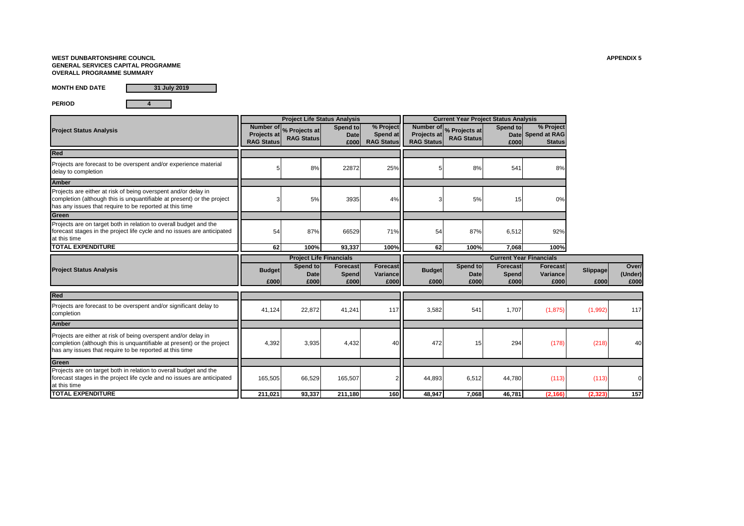**WEST DUNBARTONSHIRE COUNCIL**
**GENERAL SERVICES CAPITAL PROGRAMME**
**OVERALL PROGRAMME SUMMARY**

**APPENDIX 5**

**MONTH END DATE** 31 July 2019

**PERIOD** 4

| Project Status Analysis | Project Life Status Analysis | | | | Current Year Project Status Analysis | | | |
|---|---|---|---|---|---|---|---|---|
| | Number of Projects at RAG Status | % Projects at RAG Status | Spend to Date £000 | % Project Spend at RAG Status | Number of Projects at RAG Status | % Projects at RAG Status | Spend to Date £000 | % Project Spend at RAG Status |
| **Red** | | | | | | | | |
| Projects are forecast to be overspent and/or experience material delay to completion | 5 | 8% | 22872 | 25% | 5 | 8% | 541 | 8% |
| **Amber** | | | | | | | | |
| Projects are either at risk of being overspent and/or delay in completion (although this is unquantifiable at present) or the project has any issues that require to be reported at this time | 3 | 5% | 3935 | 4% | 3 | 5% | 15 | 0% |
| **Green** | | | | | | | | |
| Projects are on target both in relation to overall budget and the forecast stages in the project life cycle and no issues are anticipated at this time | 54 | 87% | 66529 | 71% | 54 | 87% | 6,512 | 92% |
| **TOTAL EXPENDITURE** | **62** | **100%** | **93,337** | **100%** | **62** | **100%** | **7,068** | **100%** |

| Project Status Analysis | Project Life Financials | | | | Current Year Financials | | | | | |
|---|---|---|---|---|---|---|---|---|---|---|
| | Budget £000 | Spend to Date £000 | Forecast Spend £000 | Forecast Variance £000 | Budget £000 | Spend to Date £000 | Forecast Spend £000 | Forecast Variance £000 | Slippage £000 | Over/ (Under) £000 |
| **Red** | | | | | | | | | | |
| Projects are forecast to be overspent and/or significant delay to completion | 41,124 | 22,872 | 41,241 | 117 | 3,582 | 541 | 1,707 | (1,875) | (1,992) | 117 |
| **Amber** | | | | | | | | | | |
| Projects are either at risk of being overspent and/or delay in completion (although this is unquantifiable at present) or the project has any issues that require to be reported at this time | 4,392 | 3,935 | 4,432 | 40 | 472 | 15 | 294 | (178) | (218) | 40 |
| **Green** | | | | | | | | | | |
| Projects are on target both in relation to overall budget and the forecast stages in the project life cycle and no issues are anticipated at this time | 165,505 | 66,529 | 165,507 | 2 | 44,893 | 6,512 | 44,780 | (113) | (113) | 0 |
| **TOTAL EXPENDITURE** | **211,021** | **93,337** | **211,180** | **160** | **48,947** | **7,068** | **46,781** | **(2,166)** | **(2,323)** | **157** |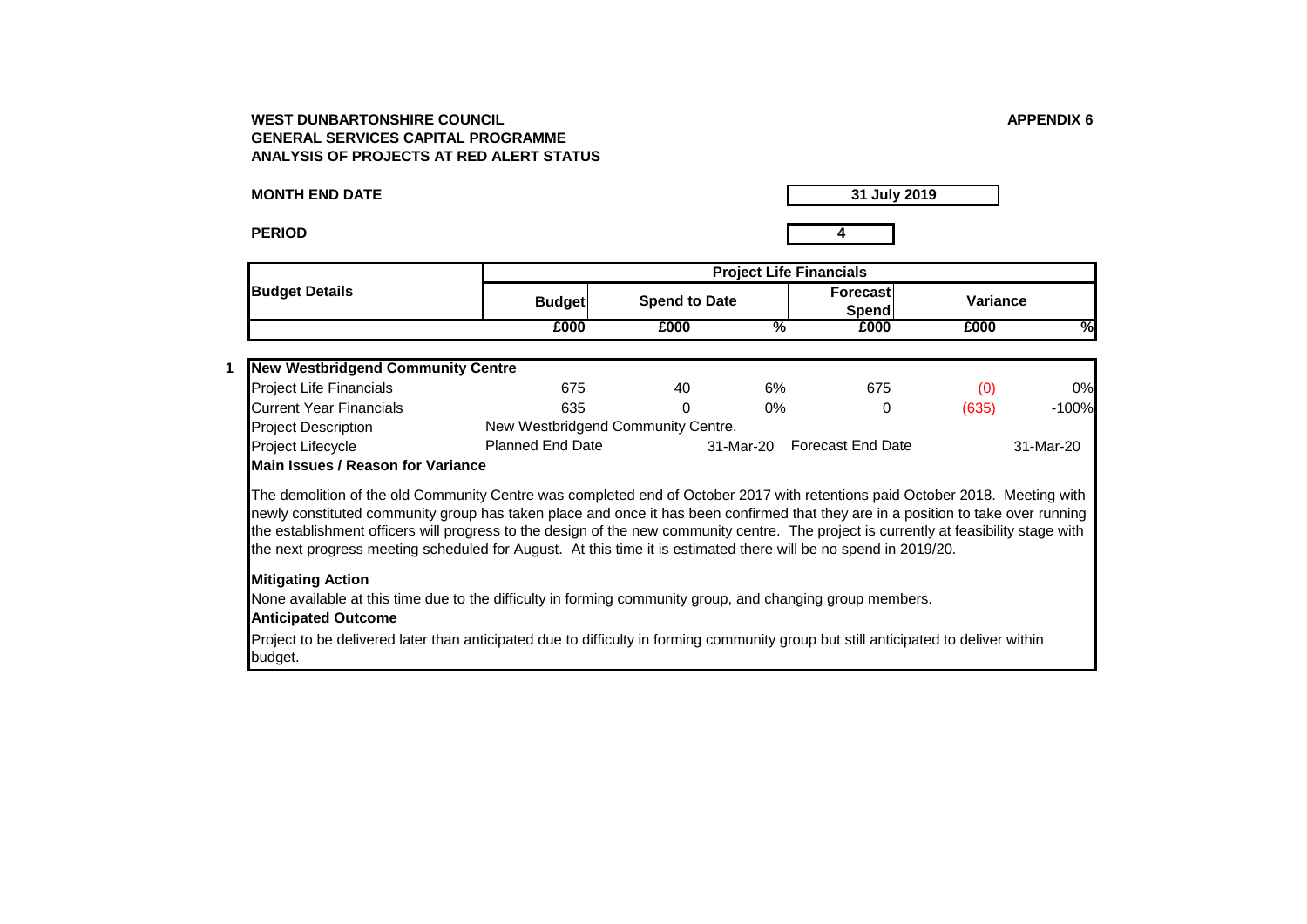**WEST DUNBARTONSHIRE COUNCIL**
**GENERAL SERVICES CAPITAL PROGRAMME**
**ANALYSIS OF PROJECTS AT RED ALERT STATUS**

**APPENDIX 6**

| **MONTH END DATE** | **31 July 2019** |
|---|---|
| **PERIOD** | **4** |

| **Budget Details** | **Project Life Financials** | | | | | |
|---|---|---|---|---|---|---|
| | **Budget** | **Spend to Date** | | **Forecast Spend** | **Variance** | |
| | **£000** | **£000** | **%** | **£000** | **£000** | **%** |

**1 New Westbridgend Community Centre**

| | | | | | | |
|---|---|---|---|---|---|---|
| Project Life Financials | 675 | 40 | 6% | 675 | (0) | 0% |
| Current Year Financials | 635 | 0 | 0% | 0 | (635) | -100% |
| Project Description | New Westbridgend Community Centre. | | | | | |
| Project Lifecycle | Planned End Date | | 31-Mar-20 | Forecast End Date | | 31-Mar-20 |

**Main Issues / Reason for Variance**

The demolition of the old Community Centre was completed end of October 2017 with retentions paid October 2018. Meeting with newly constituted community group has taken place and once it has been confirmed that they are in a position to take over running the establishment officers will progress to the design of the new community centre. The project is currently at feasibility stage with the next progress meeting scheduled for August. At this time it is estimated there will be no spend in 2019/20.

**Mitigating Action**

None available at this time due to the difficulty in forming community group, and changing group members.

**Anticipated Outcome**

Project to be delivered later than anticipated due to difficulty in forming community group but still anticipated to deliver within budget.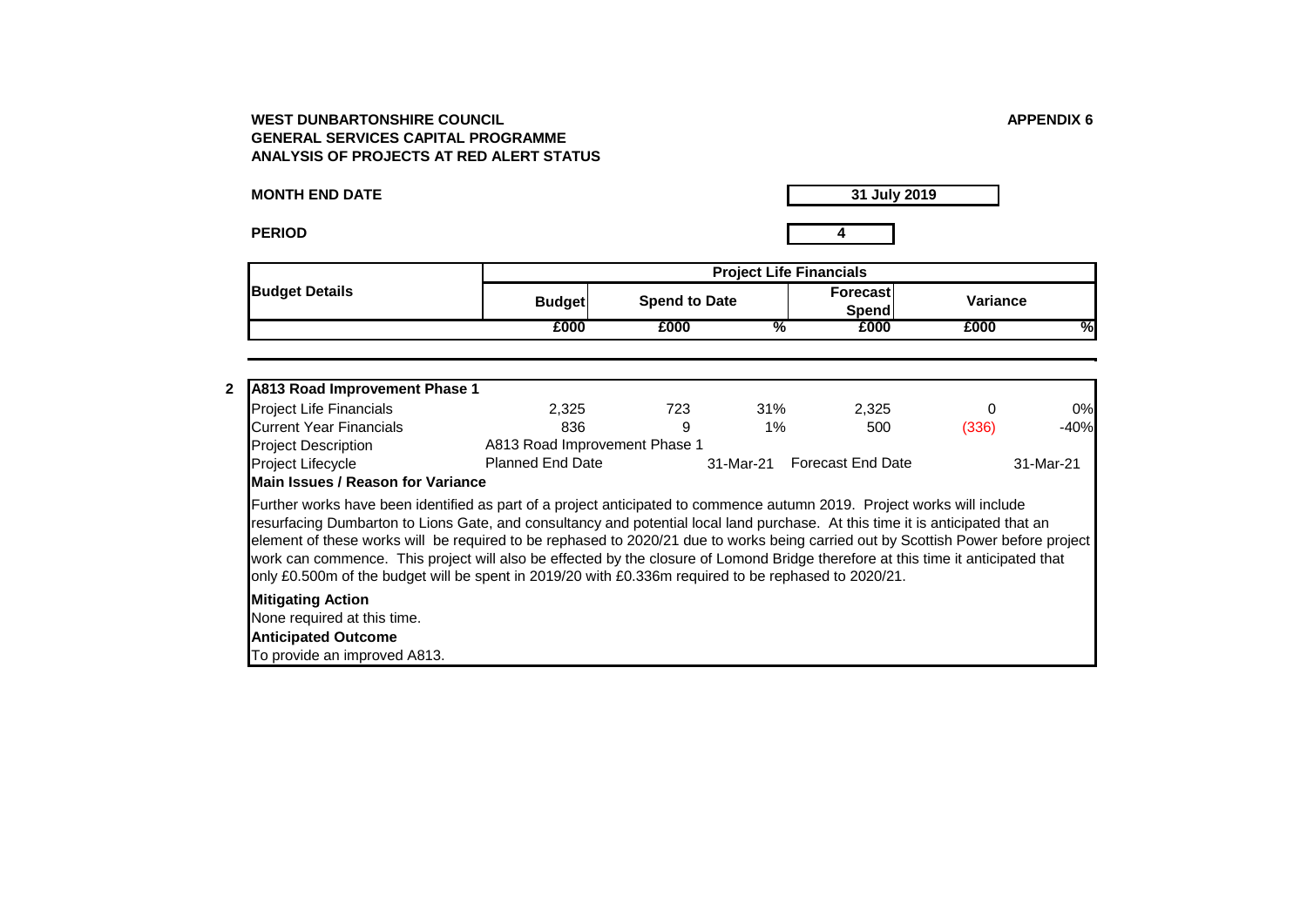**WEST DUNBARTONSHIRE COUNCIL**
**GENERAL SERVICES CAPITAL PROGRAMME**
**ANALYSIS OF PROJECTS AT RED ALERT STATUS**

**APPENDIX 6**

**MONTH END DATE** — **31 July 2019**

**PERIOD** — **4**

| Budget Details | Project Life Financials | | | | | |
|---|---|---|---|---|---|---|
| | Budget | Spend to Date | | Forecast Spend | Variance | |
| | £000 | £000 | % | £000 | £000 | % |
| **2 A813 Road Improvement Phase 1** | | | | | | |
| Project Life Financials | 2,325 | 723 | 31% | 2,325 | 0 | 0% |
| Current Year Financials | 836 | 9 | 1% | 500 | (336) | -40% |
| Project Description | A813 Road Improvement Phase 1 | | | | | |
| Project Lifecycle | Planned End Date | | 31-Mar-21 | Forecast End Date | | 31-Mar-21 |

**Main Issues / Reason for Variance**

Further works have been identified as part of a project anticipated to commence autumn 2019. Project works will include resurfacing Dumbarton to Lions Gate, and consultancy and potential local land purchase. At this time it is anticipated that an element of these works will be required to be rephased to 2020/21 due to works being carried out by Scottish Power before project work can commence. This project will also be effected by the closure of Lomond Bridge therefore at this time it anticipated that only £0.500m of the budget will be spent in 2019/20 with £0.336m required to be rephased to 2020/21.

**Mitigating Action**

None required at this time.

**Anticipated Outcome**

To provide an improved A813.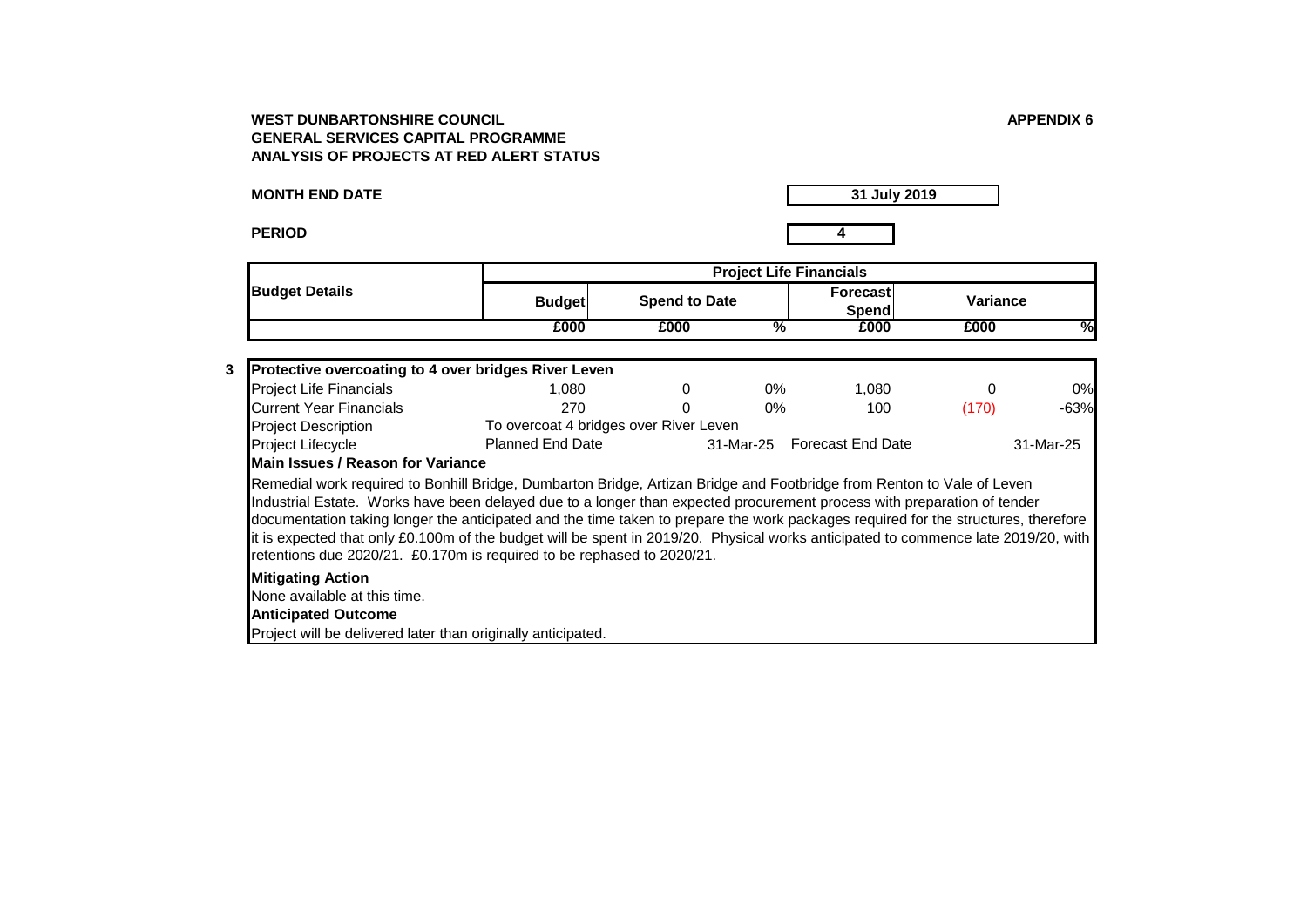**WEST DUNBARTONSHIRE COUNCIL**
**GENERAL SERVICES CAPITAL PROGRAMME**
**ANALYSIS OF PROJECTS AT RED ALERT STATUS**

**APPENDIX 6**

**MONTH END DATE** **31 July 2019**

**PERIOD** **4**

| **Budget Details** | **Project Life Financials** | | | | | |
|---|---|---|---|---|---|---|
| | **Budget** | **Spend to Date** | | **Forecast Spend** | **Variance** | |
| | **£000** | **£000** | **%** | **£000** | **£000** | **%** |
| **3 Protective overcoating to 4 over bridges River Leven** | | | | | | |
| Project Life Financials | 1,080 | 0 | 0% | 1,080 | 0 | 0% |
| Current Year Financials | 270 | 0 | 0% | 100 | (170) | -63% |
| Project Description | To overcoat 4 bridges over River Leven | | | | | |
| Project Lifecycle | Planned End Date | | 31-Mar-25 | Forecast End Date | | 31-Mar-25 |

**Main Issues / Reason for Variance**

Remedial work required to Bonhill Bridge, Dumbarton Bridge, Artizan Bridge and Footbridge from Renton to Vale of Leven Industrial Estate. Works have been delayed due to a longer than expected procurement process with preparation of tender documentation taking longer the anticipated and the time taken to prepare the work packages required for the structures, therefore it is expected that only £0.100m of the budget will be spent in 2019/20. Physical works anticipated to commence late 2019/20, with retentions due 2020/21. £0.170m is required to be rephased to 2020/21.

**Mitigating Action**

None available at this time.

**Anticipated Outcome**

Project will be delivered later than originally anticipated.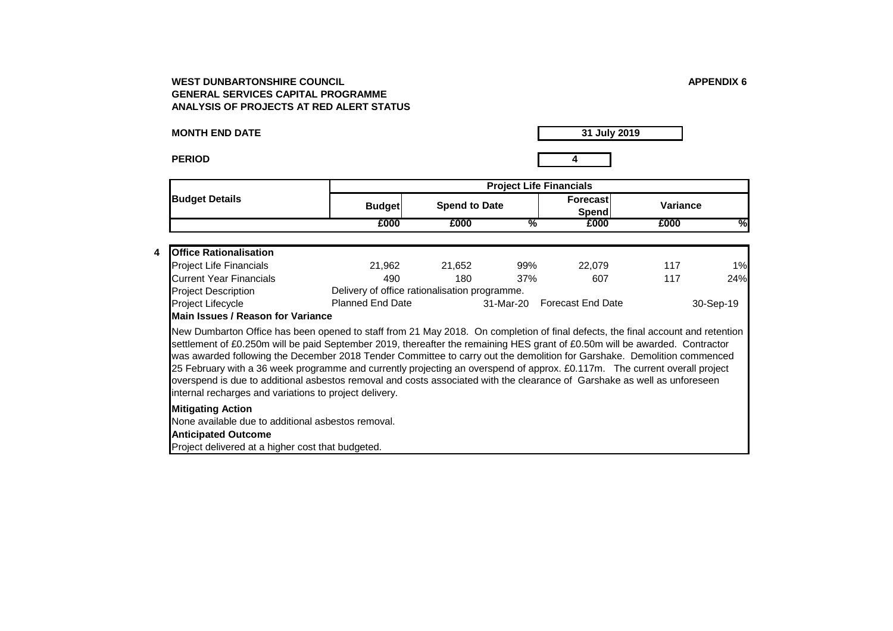**WEST DUNBARTONSHIRE COUNCIL**
**GENERAL SERVICES CAPITAL PROGRAMME**
**ANALYSIS OF PROJECTS AT RED ALERT STATUS**

**APPENDIX 6**

**MONTH END DATE** 31 July 2019

**PERIOD** 4

| Budget Details | Project Life Financials | | | | | |
|---|---|---|---|---|---|---|
| | Budget | Spend to Date | | Forecast Spend | Variance | |
| | £000 | £000 | % | £000 | £000 | % |
| **4 Office Rationalisation** | | | | | | |
| Project Life Financials | 21,962 | 21,652 | 99% | 22,079 | 117 | 1% |
| Current Year Financials | 490 | 180 | 37% | 607 | 117 | 24% |
| Project Description | Delivery of office rationalisation programme. | | | | | |
| Project Lifecycle | Planned End Date | | 31-Mar-20 | Forecast End Date | | 30-Sep-19 |

**Main Issues / Reason for Variance**

New Dumbarton Office has been opened to staff from 21 May 2018. On completion of final defects, the final account and retention settlement of £0.250m will be paid September 2019, thereafter the remaining HES grant of £0.50m will be awarded. Contractor was awarded following the December 2018 Tender Committee to carry out the demolition for Garshake. Demolition commenced 25 February with a 36 week programme and currently projecting an overspend of approx. £0.117m. The current overall project overspend is due to additional asbestos removal and costs associated with the clearance of Garshake as well as unforeseen internal recharges and variations to project delivery.

**Mitigating Action**

None available due to additional asbestos removal.

**Anticipated Outcome**

Project delivered at a higher cost that budgeted.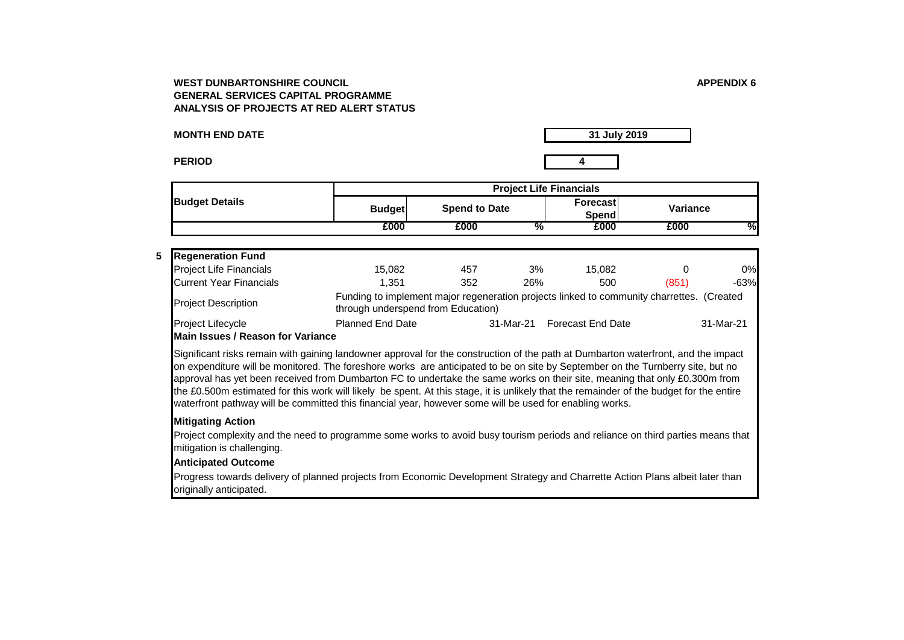**WEST DUNBARTONSHIRE COUNCIL**
**GENERAL SERVICES CAPITAL PROGRAMME**
**ANALYSIS OF PROJECTS AT RED ALERT STATUS**

**APPENDIX 6**

**MONTH END DATE** | **31 July 2019**

**PERIOD** | **4**

| **Budget Details** | **Project Life Financials** | | | | | |
|---|---|---|---|---|---|---|
| | **Budget** | **Spend to Date** | | **Forecast Spend** | **Variance** | |
| | **£000** | **£000** | **%** | **£000** | **£000** | **%** |

**5 Regeneration Fund**

| | | | | | | |
|---|---|---|---|---|---|---|
| Project Life Financials | 15,082 | 457 | 3% | 15,082 | 0 | 0% |
| Current Year Financials | 1,351 | 352 | 26% | 500 | (851) | -63% |
| Project Description | Funding to implement major regeneration projects linked to community charrettes. (Created through underspend from Education) | | | | | |
| Project Lifecycle | Planned End Date | | 31-Mar-21 | Forecast End Date | | 31-Mar-21 |

**Main Issues / Reason for Variance**

Significant risks remain with gaining landowner approval for the construction of the path at Dumbarton waterfront, and the impact on expenditure will be monitored. The foreshore works are anticipated to be on site by September on the Turnberry site, but no approval has yet been received from Dumbarton FC to undertake the same works on their site, meaning that only £0.300m from the £0.500m estimated for this work will likely be spent. At this stage, it is unlikely that the remainder of the budget for the entire waterfront pathway will be committed this financial year, however some will be used for enabling works.

**Mitigating Action**

Project complexity and the need to programme some works to avoid busy tourism periods and reliance on third parties means that mitigation is challenging.

**Anticipated Outcome**

Progress towards delivery of planned projects from Economic Development Strategy and Charrette Action Plans albeit later than originally anticipated.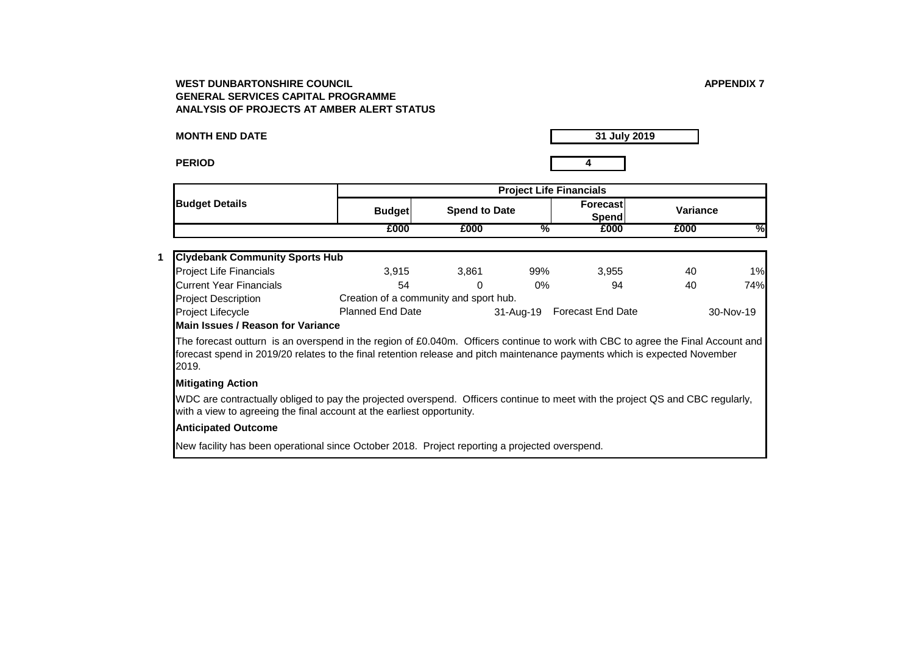**WEST DUNBARTONSHIRE COUNCIL**
**GENERAL SERVICES CAPITAL PROGRAMME**
**ANALYSIS OF PROJECTS AT AMBER ALERT STATUS**

**APPENDIX 7**

**MONTH END DATE** | **31 July 2019**

**PERIOD** | **4**

| Budget Details | Project Life Financials | | | | | |
|---|---|---|---|---|---|---|
| | Budget | Spend to Date | | Forecast Spend | Variance | |
| | £000 | £000 | % | £000 | £000 | % |
| **1 Clydebank Community Sports Hub** | | | | | | |
| Project Life Financials | 3,915 | 3,861 | 99% | 3,955 | 40 | 1% |
| Current Year Financials | 54 | 0 | 0% | 94 | 40 | 74% |
| Project Description | Creation of a community and sport hub. | | | | | |
| Project Lifecycle | Planned End Date | | 31-Aug-19 | Forecast End Date | | 30-Nov-19 |

**Main Issues / Reason for Variance**

The forecast outturn is an overspend in the region of £0.040m. Officers continue to work with CBC to agree the Final Account and forecast spend in 2019/20 relates to the final retention release and pitch maintenance payments which is expected November 2019.

**Mitigating Action**

WDC are contractually obliged to pay the projected overspend. Officers continue to meet with the project QS and CBC regularly, with a view to agreeing the final account at the earliest opportunity.

**Anticipated Outcome**

New facility has been operational since October 2018. Project reporting a projected overspend.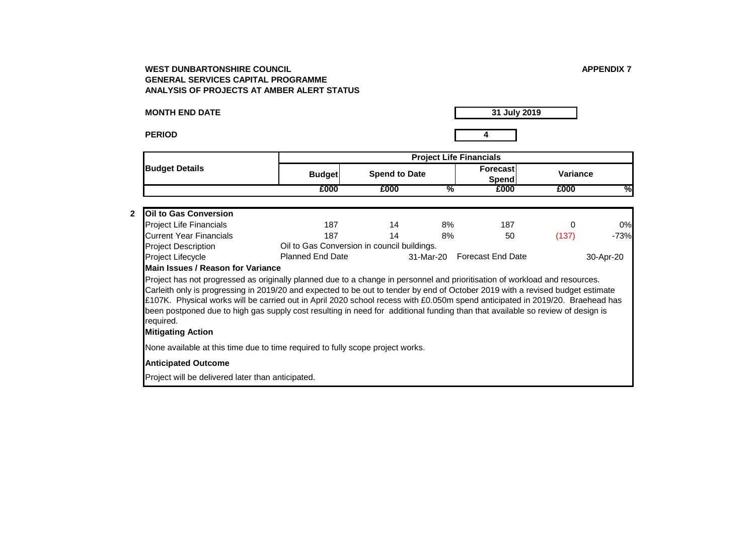**WEST DUNBARTONSHIRE COUNCIL**
**GENERAL SERVICES CAPITAL PROGRAMME**
**ANALYSIS OF PROJECTS AT AMBER ALERT STATUS**

**APPENDIX 7**

| **MONTH END DATE** | **31 July 2019** |
|---|---|
| **PERIOD** | **4** |

| **Budget Details** | **Project Life Financials** | | | | | |
|---|---|---|---|---|---|---|
| | **Budget** | **Spend to Date** | | **Forecast Spend** | **Variance** | |
| | **£000** | **£000** | **%** | **£000** | **£000** | **%** |
| **2 Oil to Gas Conversion** | | | | | | |
| Project Life Financials | 187 | 14 | 8% | 187 | 0 | 0% |
| Current Year Financials | 187 | 14 | 8% | 50 | (137) | -73% |
| Project Description | Oil to Gas Conversion in council buildings. | | | | | |
| Project Lifecycle | Planned End Date | | 31-Mar-20 | Forecast End Date | | 30-Apr-20 |

**Main Issues / Reason for Variance**

Project has not progressed as originally planned due to a change in personnel and prioritisation of workload and resources. Carleith only is progressing in 2019/20 and expected to be out to tender by end of October 2019 with a revised budget estimate £107K. Physical works will be carried out in April 2020 school recess with £0.050m spend anticipated in 2019/20. Braehead has been postponed due to high gas supply cost resulting in need for additional funding than that available so review of design is required.

**Mitigating Action**

None available at this time due to time required to fully scope project works.

**Anticipated Outcome**

Project will be delivered later than anticipated.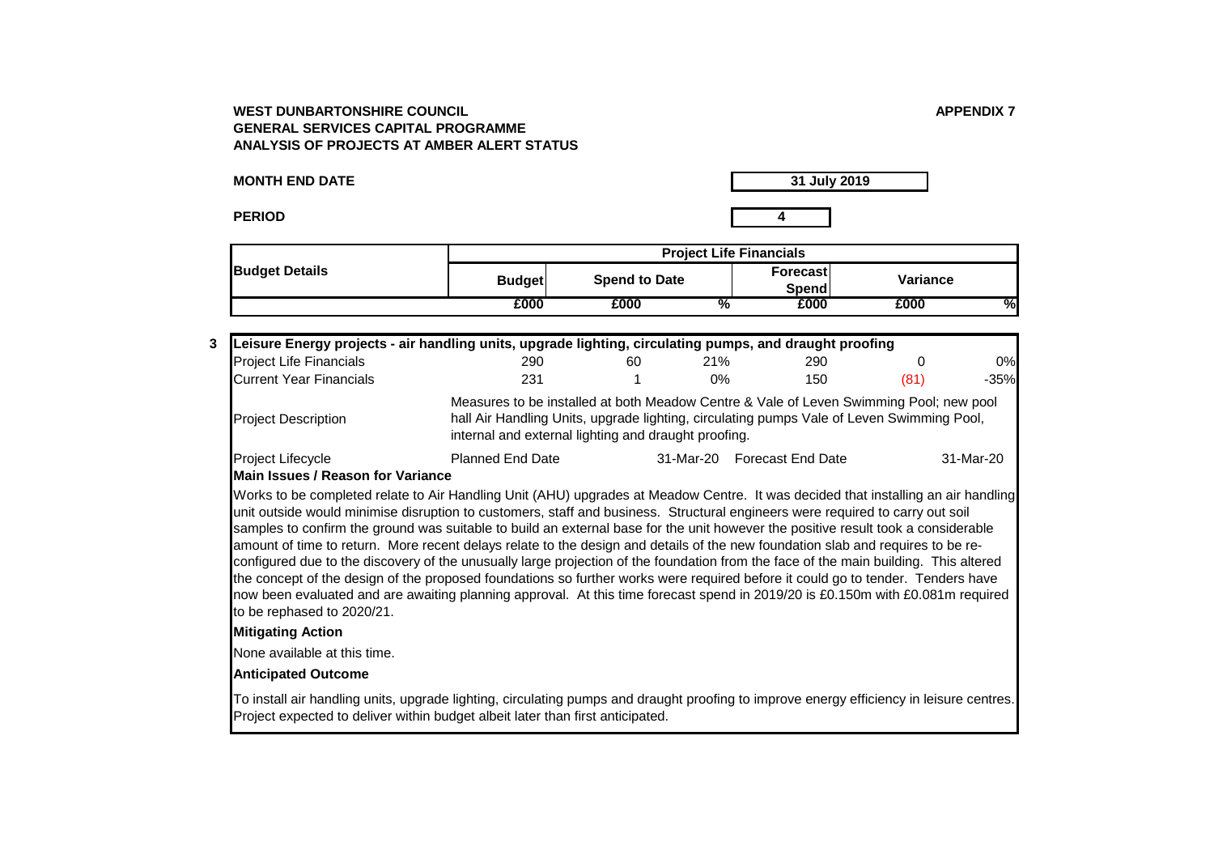**WEST DUNBARTONSHIRE COUNCIL**
**GENERAL SERVICES CAPITAL PROGRAMME**
**ANALYSIS OF PROJECTS AT AMBER ALERT STATUS**

**APPENDIX 7**

**MONTH END DATE** 31 July 2019

**PERIOD** 4

| Budget Details | Project Life Financials | | | | | |
|---|---|---|---|---|---|---|
| | Budget | Spend to Date | | Forecast Spend | Variance | |
| | £000 | £000 | % | £000 | £000 | % |
| **3 Leisure Energy projects - air handling units, upgrade lighting, circulating pumps, and draught proofing** | | | | | | |
| Project Life Financials | 290 | 60 | 21% | 290 | 0 | 0% |
| Current Year Financials | 231 | 1 | 0% | 150 | (81) | -35% |

**Project Description**

Measures to be installed at both Meadow Centre & Vale of Leven Swimming Pool; new pool hall Air Handling Units, upgrade lighting, circulating pumps Vale of Leven Swimming Pool, internal and external lighting and draught proofing.

**Project Lifecycle**

Planned End Date 31-Mar-20 Forecast End Date 31-Mar-20

**Main Issues / Reason for Variance**

Works to be completed relate to Air Handling Unit (AHU) upgrades at Meadow Centre. It was decided that installing an air handling unit outside would minimise disruption to customers, staff and business. Structural engineers were required to carry out soil samples to confirm the ground was suitable to build an external base for the unit however the positive result took a considerable amount of time to return. More recent delays relate to the design and details of the new foundation slab and requires to be re-configured due to the discovery of the unusually large projection of the foundation from the face of the main building. This altered the concept of the design of the proposed foundations so further works were required before it could go to tender. Tenders have now been evaluated and are awaiting planning approval. At this time forecast spend in 2019/20 is £0.150m with £0.081m required to be rephased to 2020/21.

**Mitigating Action**

None available at this time.

**Anticipated Outcome**

To install air handling units, upgrade lighting, circulating pumps and draught proofing to improve energy efficiency in leisure centres. Project expected to deliver within budget albeit later than first anticipated.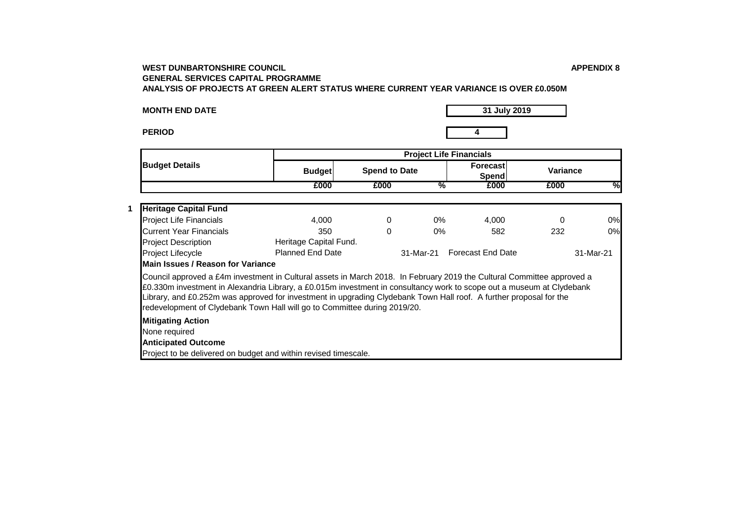**WEST DUNBARTONSHIRE COUNCIL** **APPENDIX 8**

**GENERAL SERVICES CAPITAL PROGRAMME**

**ANALYSIS OF PROJECTS AT GREEN ALERT STATUS WHERE CURRENT YEAR VARIANCE IS OVER £0.050M**

| | |
|---|---|
| **MONTH END DATE** | **31 July 2019** |
| **PERIOD** | **4** |

| **Budget Details** | **Project Life Financials** | | | | | |
|---|---|---|---|---|---|---|
| | **Budget** | **Spend to Date** | | **Forecast Spend** | **Variance** | |
| | **£000** | **£000** | **%** | **£000** | **£000** | **%** |
| **1 Heritage Capital Fund** | | | | | | |
| Project Life Financials | 4,000 | 0 | 0% | 4,000 | 0 | 0% |
| Current Year Financials | 350 | 0 | 0% | 582 | 232 | 0% |
| Project Description | Heritage Capital Fund. | | | | | |
| Project Lifecycle | Planned End Date | | 31-Mar-21 | Forecast End Date | | 31-Mar-21 |

**Main Issues / Reason for Variance**

Council approved a £4m investment in Cultural assets in March 2018. In February 2019 the Cultural Committee approved a £0.330m investment in Alexandria Library, a £0.015m investment in consultancy work to scope out a museum at Clydebank Library, and £0.252m was approved for investment in upgrading Clydebank Town Hall roof. A further proposal for the redevelopment of Clydebank Town Hall will go to Committee during 2019/20.

**Mitigating Action**

None required

**Anticipated Outcome**

Project to be delivered on budget and within revised timescale.